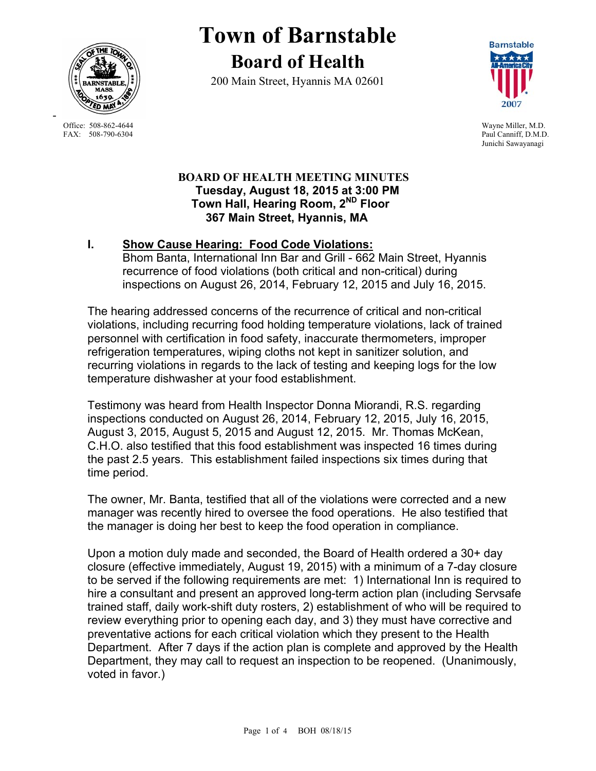# Town of Barnstable

## Board of Health

200 Main Street, Hyannis MA 02601

Office: 508-862-4644
FAX: 508-790-6304

Wayne Miller, M.D.
Paul Canniff, D.M.D.
Junichi Sawayanagi

**BOARD OF HEALTH MEETING MINUTES**
**Tuesday, August 18, 2015 at 3:00 PM**
**Town Hall, Hearing Room, 2ND Floor**
**367 Main Street, Hyannis, MA**

**I. Show Cause Hearing: Food Code Violations:**
Bhom Banta, International Inn Bar and Grill - 662 Main Street, Hyannis recurrence of food violations (both critical and non-critical) during inspections on August 26, 2014, February 12, 2015 and July 16, 2015.

The hearing addressed concerns of the recurrence of critical and non-critical violations, including recurring food holding temperature violations, lack of trained personnel with certification in food safety, inaccurate thermometers, improper refrigeration temperatures, wiping cloths not kept in sanitizer solution, and recurring violations in regards to the lack of testing and keeping logs for the low temperature dishwasher at your food establishment.

Testimony was heard from Health Inspector Donna Miorandi, R.S. regarding inspections conducted on August 26, 2014, February 12, 2015, July 16, 2015, August 3, 2015, August 5, 2015 and August 12, 2015. Mr. Thomas McKean, C.H.O. also testified that this food establishment was inspected 16 times during the past 2.5 years. This establishment failed inspections six times during that time period.

The owner, Mr. Banta, testified that all of the violations were corrected and a new manager was recently hired to oversee the food operations. He also testified that the manager is doing her best to keep the food operation in compliance.

Upon a motion duly made and seconded, the Board of Health ordered a 30+ day closure (effective immediately, August 19, 2015) with a minimum of a 7-day closure to be served if the following requirements are met: 1) International Inn is required to hire a consultant and present an approved long-term action plan (including Servsafe trained staff, daily work-shift duty rosters, 2) establishment of who will be required to review everything prior to opening each day, and 3) they must have corrective and preventative actions for each critical violation which they present to the Health Department. After 7 days if the action plan is complete and approved by the Health Department, they may call to request an inspection to be reopened. (Unanimously, voted in favor.)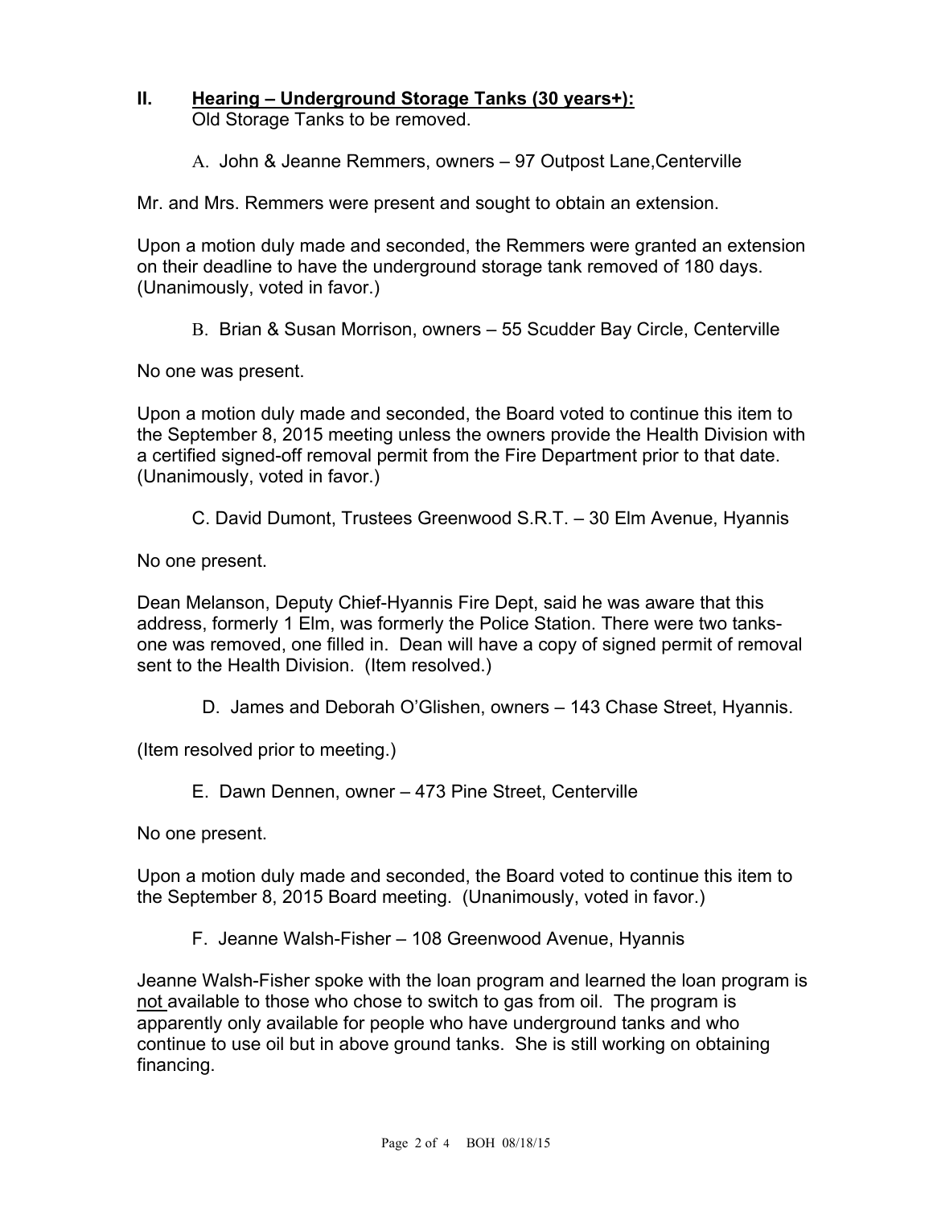## II. Hearing – Underground Storage Tanks (30 years+):

Old Storage Tanks to be removed.

A. John & Jeanne Remmers, owners – 97 Outpost Lane,Centerville

Mr. and Mrs. Remmers were present and sought to obtain an extension.

Upon a motion duly made and seconded, the Remmers were granted an extension on their deadline to have the underground storage tank removed of 180 days. (Unanimously, voted in favor.)

B. Brian & Susan Morrison, owners – 55 Scudder Bay Circle, Centerville

No one was present.

Upon a motion duly made and seconded, the Board voted to continue this item to the September 8, 2015 meeting unless the owners provide the Health Division with a certified signed-off removal permit from the Fire Department prior to that date. (Unanimously, voted in favor.)

C. David Dumont, Trustees Greenwood S.R.T. – 30 Elm Avenue, Hyannis

No one present.

Dean Melanson, Deputy Chief-Hyannis Fire Dept, said he was aware that this address, formerly 1 Elm, was formerly the Police Station. There were two tanks-one was removed, one filled in. Dean will have a copy of signed permit of removal sent to the Health Division. (Item resolved.)

D. James and Deborah O'Glishen, owners – 143 Chase Street, Hyannis.

(Item resolved prior to meeting.)

E. Dawn Dennen, owner – 473 Pine Street, Centerville

No one present.

Upon a motion duly made and seconded, the Board voted to continue this item to the September 8, 2015 Board meeting. (Unanimously, voted in favor.)

F. Jeanne Walsh-Fisher – 108 Greenwood Avenue, Hyannis

Jeanne Walsh-Fisher spoke with the loan program and learned the loan program is <u>not</u> available to those who chose to switch to gas from oil. The program is apparently only available for people who have underground tanks and who continue to use oil but in above ground tanks. She is still working on obtaining financing.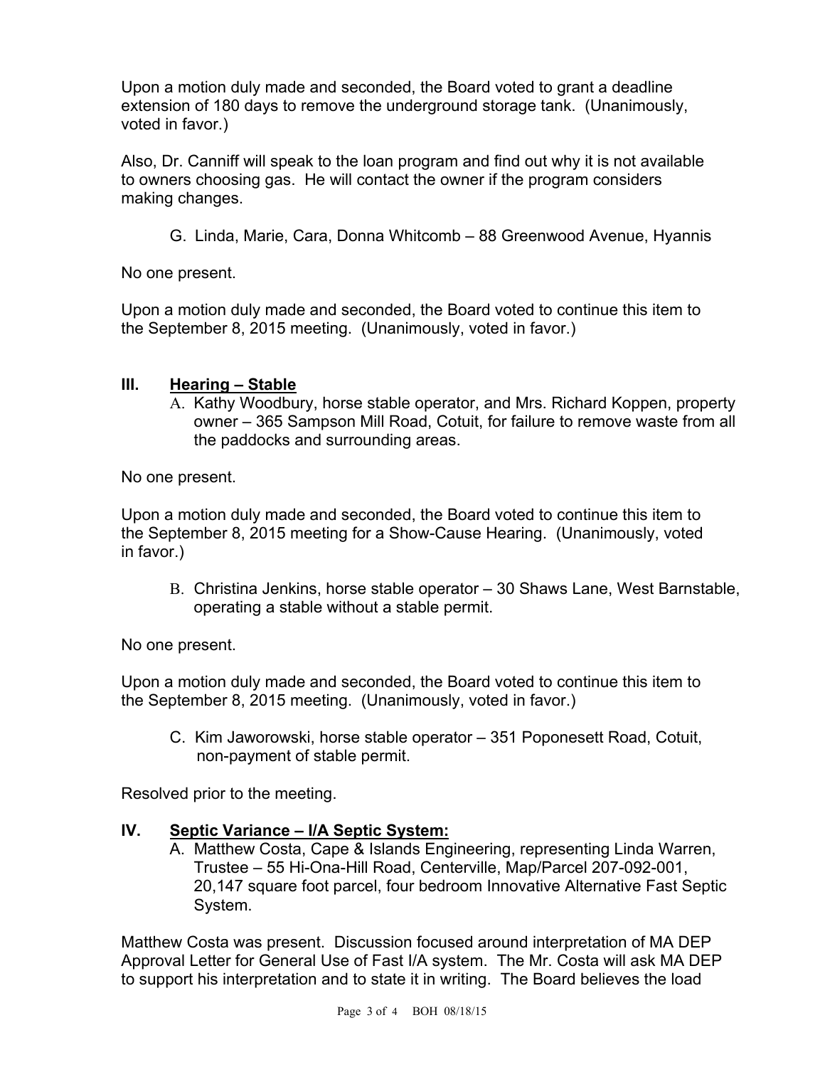Upon a motion duly made and seconded, the Board voted to grant a deadline extension of 180 days to remove the underground storage tank. (Unanimously, voted in favor.)

Also, Dr. Canniff will speak to the loan program and find out why it is not available to owners choosing gas. He will contact the owner if the program considers making changes.

G. Linda, Marie, Cara, Donna Whitcomb – 88 Greenwood Avenue, Hyannis

No one present.

Upon a motion duly made and seconded, the Board voted to continue this item to the September 8, 2015 meeting. (Unanimously, voted in favor.)

## III. <u>Hearing – Stable</u>

A. Kathy Woodbury, horse stable operator, and Mrs. Richard Koppen, property owner – 365 Sampson Mill Road, Cotuit, for failure to remove waste from all the paddocks and surrounding areas.

No one present.

Upon a motion duly made and seconded, the Board voted to continue this item to the September 8, 2015 meeting for a Show-Cause Hearing. (Unanimously, voted in favor.)

B. Christina Jenkins, horse stable operator – 30 Shaws Lane, West Barnstable, operating a stable without a stable permit.

No one present.

Upon a motion duly made and seconded, the Board voted to continue this item to the September 8, 2015 meeting. (Unanimously, voted in favor.)

C. Kim Jaworowski, horse stable operator – 351 Poponesett Road, Cotuit, non-payment of stable permit.

Resolved prior to the meeting.

## IV. <u>Septic Variance – I/A Septic System:</u>

A. Matthew Costa, Cape & Islands Engineering, representing Linda Warren, Trustee – 55 Hi-Ona-Hill Road, Centerville, Map/Parcel 207-092-001, 20,147 square foot parcel, four bedroom Innovative Alternative Fast Septic System.

Matthew Costa was present. Discussion focused around interpretation of MA DEP Approval Letter for General Use of Fast I/A system. The Mr. Costa will ask MA DEP to support his interpretation and to state it in writing. The Board believes the load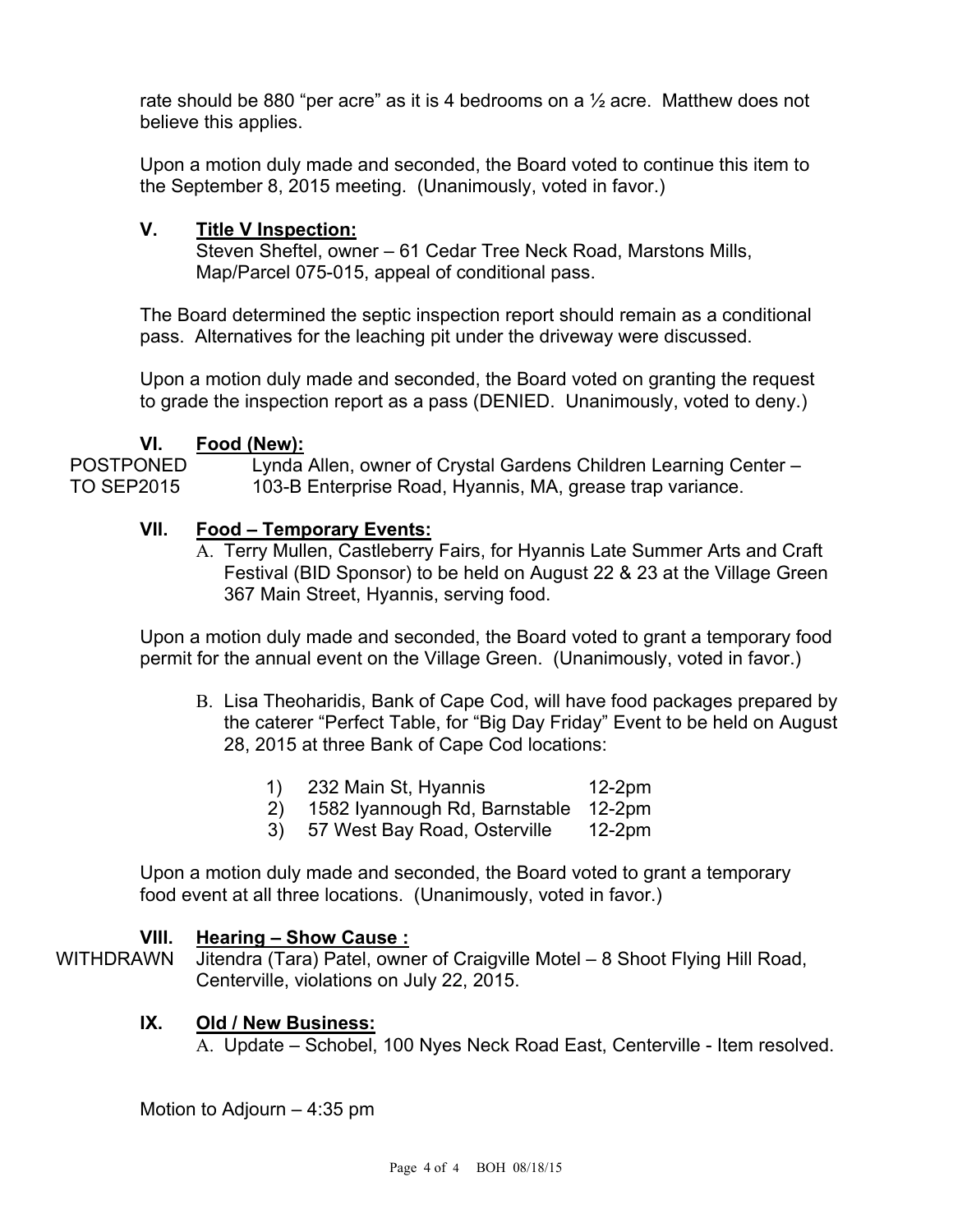rate should be 880 "per acre" as it is 4 bedrooms on a ½ acre. Matthew does not believe this applies.

Upon a motion duly made and seconded, the Board voted to continue this item to the September 8, 2015 meeting. (Unanimously, voted in favor.)

## V. Title V Inspection:

Steven Sheftel, owner – 61 Cedar Tree Neck Road, Marstons Mills, Map/Parcel 075-015, appeal of conditional pass.

The Board determined the septic inspection report should remain as a conditional pass. Alternatives for the leaching pit under the driveway were discussed.

Upon a motion duly made and seconded, the Board voted on granting the request to grade the inspection report as a pass (DENIED. Unanimously, voted to deny.)

## VI. Food (New):

POSTPONED TO SEP2015 — Lynda Allen, owner of Crystal Gardens Children Learning Center – 103-B Enterprise Road, Hyannis, MA, grease trap variance.

## VII. Food – Temporary Events:

A. Terry Mullen, Castleberry Fairs, for Hyannis Late Summer Arts and Craft Festival (BID Sponsor) to be held on August 22 & 23 at the Village Green 367 Main Street, Hyannis, serving food.

Upon a motion duly made and seconded, the Board voted to grant a temporary food permit for the annual event on the Village Green. (Unanimously, voted in favor.)

B. Lisa Theoharidis, Bank of Cape Cod, will have food packages prepared by the caterer "Perfect Table, for "Big Day Friday" Event to be held on August 28, 2015 at three Bank of Cape Cod locations:

1) 232 Main St, Hyannis 12-2pm
2) 1582 Iyannough Rd, Barnstable 12-2pm
3) 57 West Bay Road, Osterville 12-2pm

Upon a motion duly made and seconded, the Board voted to grant a temporary food event at all three locations. (Unanimously, voted in favor.)

## VIII. Hearing – Show Cause :

WITHDRAWN — Jitendra (Tara) Patel, owner of Craigville Motel – 8 Shoot Flying Hill Road, Centerville, violations on July 22, 2015.

## IX. Old / New Business:

A. Update – Schobel, 100 Nyes Neck Road East, Centerville - Item resolved.

Motion to Adjourn – 4:35 pm